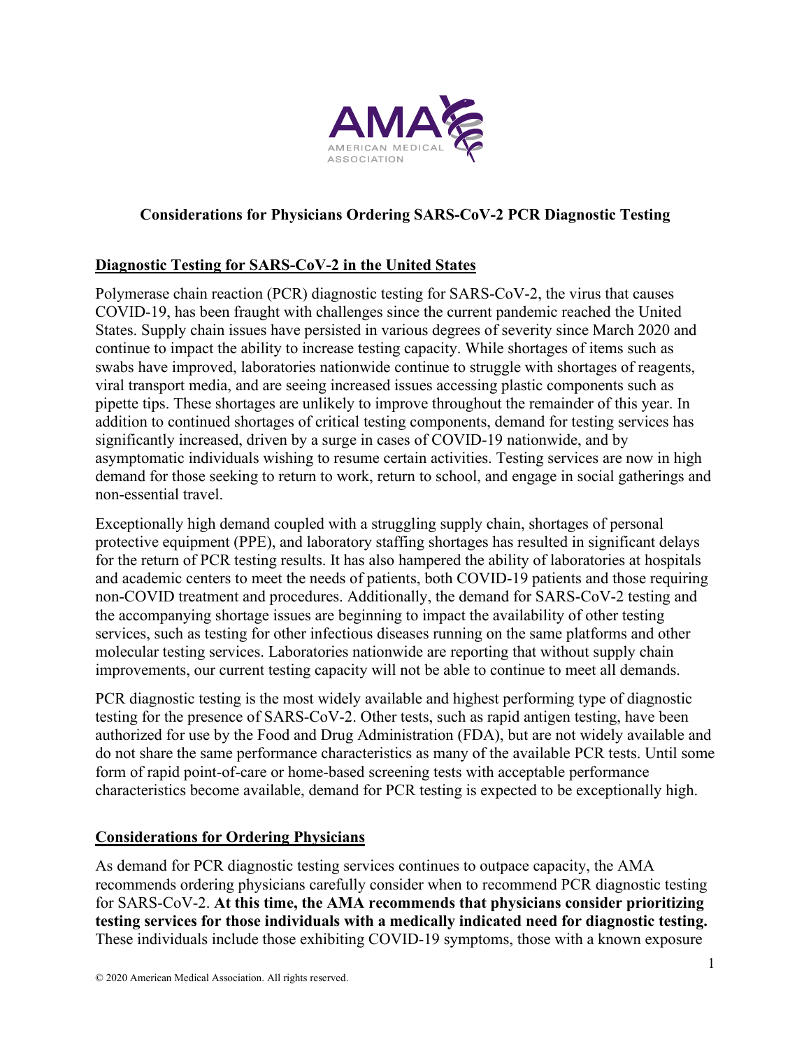# Considerations for Physicians Ordering SARS-CoV-2 PCR Diagnostic Testing

## Diagnostic Testing for SARS-CoV-2 in the United States

Polymerase chain reaction (PCR) diagnostic testing for SARS-CoV-2, the virus that causes COVID-19, has been fraught with challenges since the current pandemic reached the United States. Supply chain issues have persisted in various degrees of severity since March 2020 and continue to impact the ability to increase testing capacity. While shortages of items such as swabs have improved, laboratories nationwide continue to struggle with shortages of reagents, viral transport media, and are seeing increased issues accessing plastic components such as pipette tips. These shortages are unlikely to improve throughout the remainder of this year. In addition to continued shortages of critical testing components, demand for testing services has significantly increased, driven by a surge in cases of COVID-19 nationwide, and by asymptomatic individuals wishing to resume certain activities. Testing services are now in high demand for those seeking to return to work, return to school, and engage in social gatherings and non-essential travel.

Exceptionally high demand coupled with a struggling supply chain, shortages of personal protective equipment (PPE), and laboratory staffing shortages has resulted in significant delays for the return of PCR testing results. It has also hampered the ability of laboratories at hospitals and academic centers to meet the needs of patients, both COVID-19 patients and those requiring non-COVID treatment and procedures. Additionally, the demand for SARS-CoV-2 testing and the accompanying shortage issues are beginning to impact the availability of other testing services, such as testing for other infectious diseases running on the same platforms and other molecular testing services. Laboratories nationwide are reporting that without supply chain improvements, our current testing capacity will not be able to continue to meet all demands.

PCR diagnostic testing is the most widely available and highest performing type of diagnostic testing for the presence of SARS-CoV-2. Other tests, such as rapid antigen testing, have been authorized for use by the Food and Drug Administration (FDA), but are not widely available and do not share the same performance characteristics as many of the available PCR tests. Until some form of rapid point-of-care or home-based screening tests with acceptable performance characteristics become available, demand for PCR testing is expected to be exceptionally high.

## Considerations for Ordering Physicians

As demand for PCR diagnostic testing services continues to outpace capacity, the AMA recommends ordering physicians carefully consider when to recommend PCR diagnostic testing for SARS-CoV-2. **At this time, the AMA recommends that physicians consider prioritizing testing services for those individuals with a medically indicated need for diagnostic testing.** These individuals include those exhibiting COVID-19 symptoms, those with a known exposure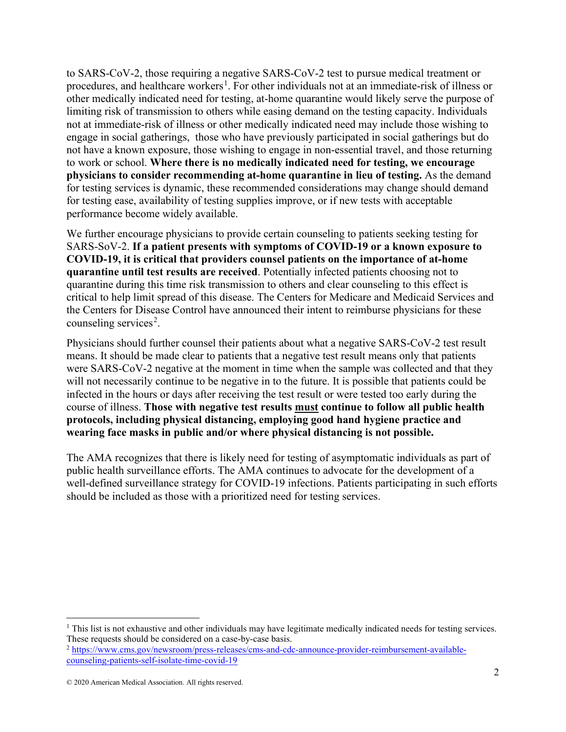to SARS-CoV-2, those requiring a negative SARS-CoV-2 test to pursue medical treatment or procedures, and healthcare workers[1]. For other individuals not at an immediate-risk of illness or other medically indicated need for testing, at-home quarantine would likely serve the purpose of limiting risk of transmission to others while easing demand on the testing capacity. Individuals not at immediate-risk of illness or other medically indicated need may include those wishing to engage in social gatherings, those who have previously participated in social gatherings but do not have a known exposure, those wishing to engage in non-essential travel, and those returning to work or school. **Where there is no medically indicated need for testing, we encourage physicians to consider recommending at-home quarantine in lieu of testing.** As the demand for testing services is dynamic, these recommended considerations may change should demand for testing ease, availability of testing supplies improve, or if new tests with acceptable performance become widely available.

We further encourage physicians to provide certain counseling to patients seeking testing for SARS-SoV-2. **If a patient presents with symptoms of COVID-19 or a known exposure to COVID-19, it is critical that providers counsel patients on the importance of at-home quarantine until test results are received**. Potentially infected patients choosing not to quarantine during this time risk transmission to others and clear counseling to this effect is critical to help limit spread of this disease. The Centers for Medicare and Medicaid Services and the Centers for Disease Control have announced their intent to reimburse physicians for these counseling services[2].

Physicians should further counsel their patients about what a negative SARS-CoV-2 test result means. It should be made clear to patients that a negative test result means only that patients were SARS-CoV-2 negative at the moment in time when the sample was collected and that they will not necessarily continue to be negative in to the future. It is possible that patients could be infected in the hours or days after receiving the test result or were tested too early during the course of illness. **Those with negative test results <u>must</u> continue to follow all public health protocols, including physical distancing, employing good hand hygiene practice and wearing face masks in public and/or where physical distancing is not possible.**

The AMA recognizes that there is likely need for testing of asymptomatic individuals as part of public health surveillance efforts. The AMA continues to advocate for the development of a well-defined surveillance strategy for COVID-19 infections. Patients participating in such efforts should be included as those with a prioritized need for testing services.

---

[1] This list is not exhaustive and other individuals may have legitimate medically indicated needs for testing services. These requests should be considered on a case-by-case basis.

[2] https://www.cms.gov/newsroom/press-releases/cms-and-cdc-announce-provider-reimbursement-available-counseling-patients-self-isolate-time-covid-19

© 2020 American Medical Association. All rights reserved.